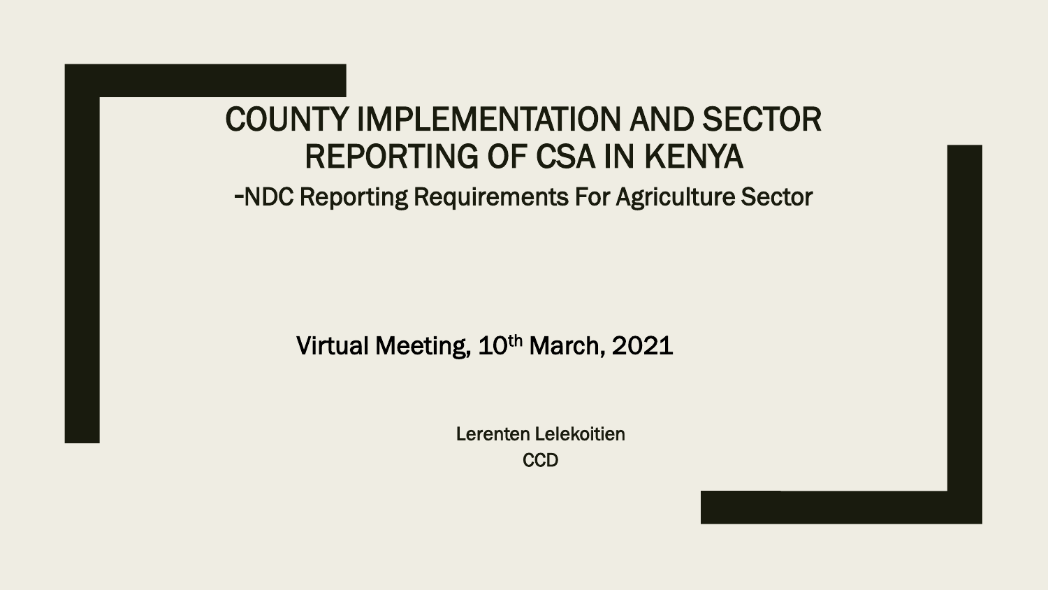# COUNTY IMPLEMENTATION AND SECTOR REPORTING OF CSA IN KENYA

## -NDC Reporting Requirements For Agriculture Sector

Virtual Meeting, 10th March, 2021

Lerenten Lelekoitien

CCD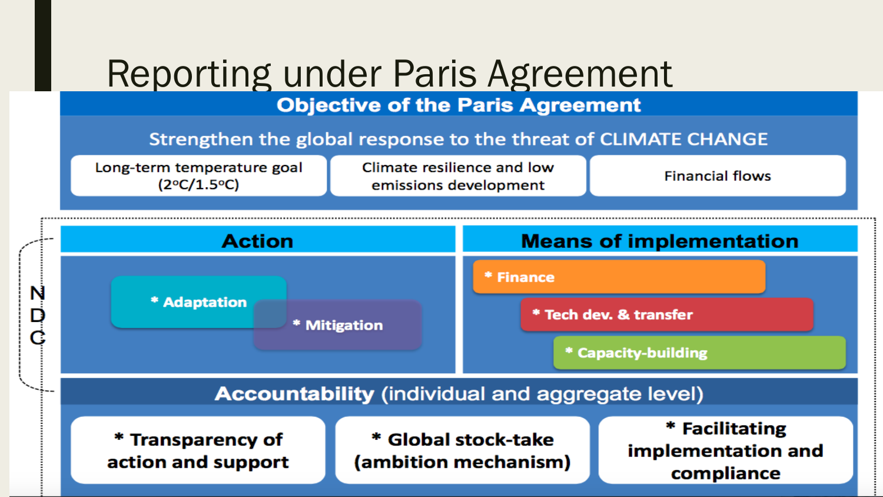# Reporting under Paris Agreement

## Objective of the Paris Agreement

Strengthen the global response to the threat of CLIMATE CHANGE

- Long-term temperature goal (2°C/1.5°C)
- Climate resilience and low emissions development
- Financial flows

NDC

## Action

- * Adaptation
- * Mitigation

## Means of implementation

- * Finance
- * Tech dev. & transfer
- * Capacity-building

## Accountability (individual and aggregate level)

- * Transparency of action and support
- * Global stock-take (ambition mechanism)
- * Facilitating implementation and compliance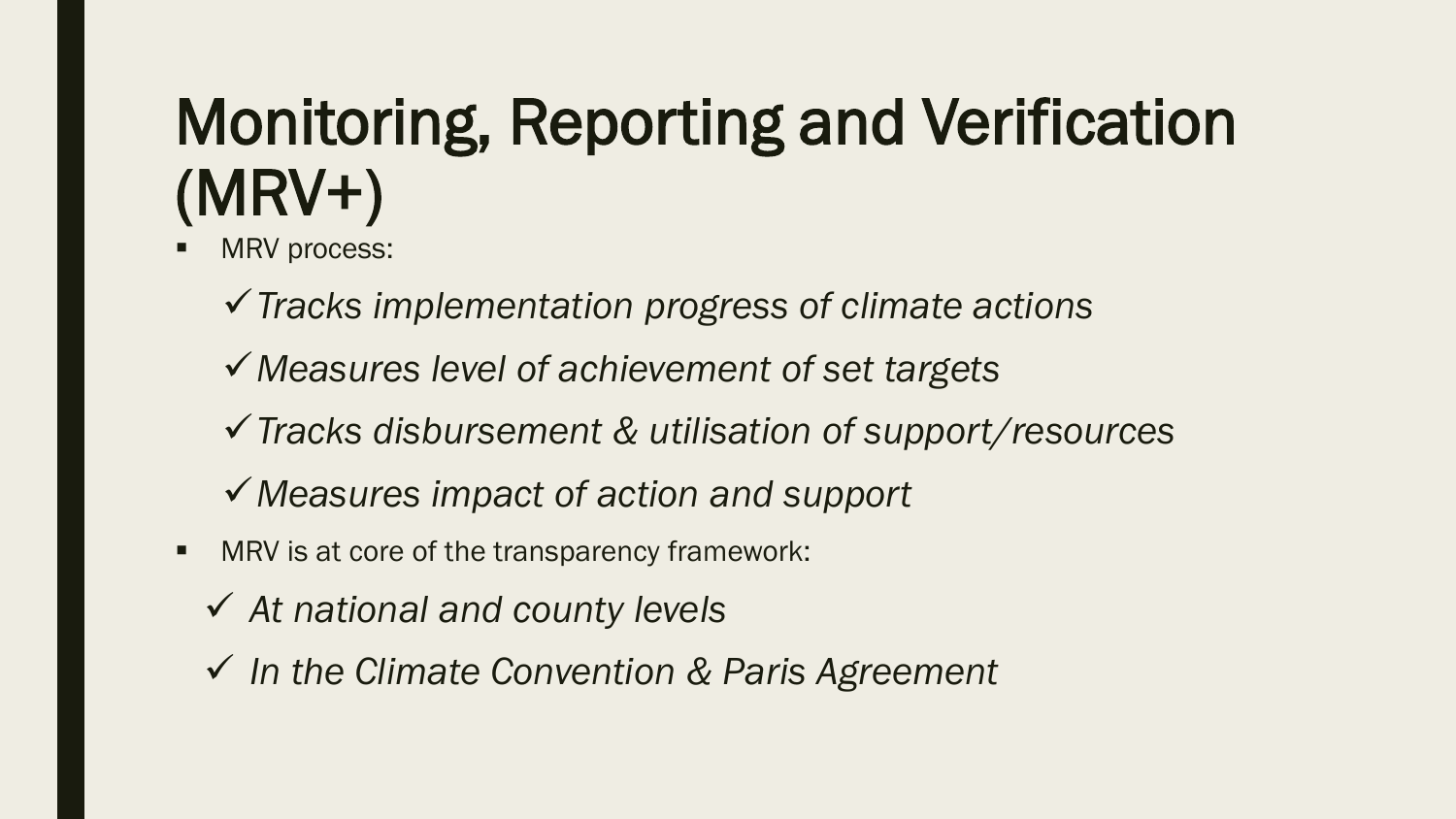# Monitoring, Reporting and Verification (MRV+)

- MRV process:
  - ✓ *Tracks implementation progress of climate actions*
  - ✓ *Measures level of achievement of set targets*
  - ✓ *Tracks disbursement & utilisation of support/resources*
  - ✓ *Measures impact of action and support*
- MRV is at core of the transparency framework:
  - ✓ *At national and county levels*
  - ✓ *In the Climate Convention & Paris Agreement*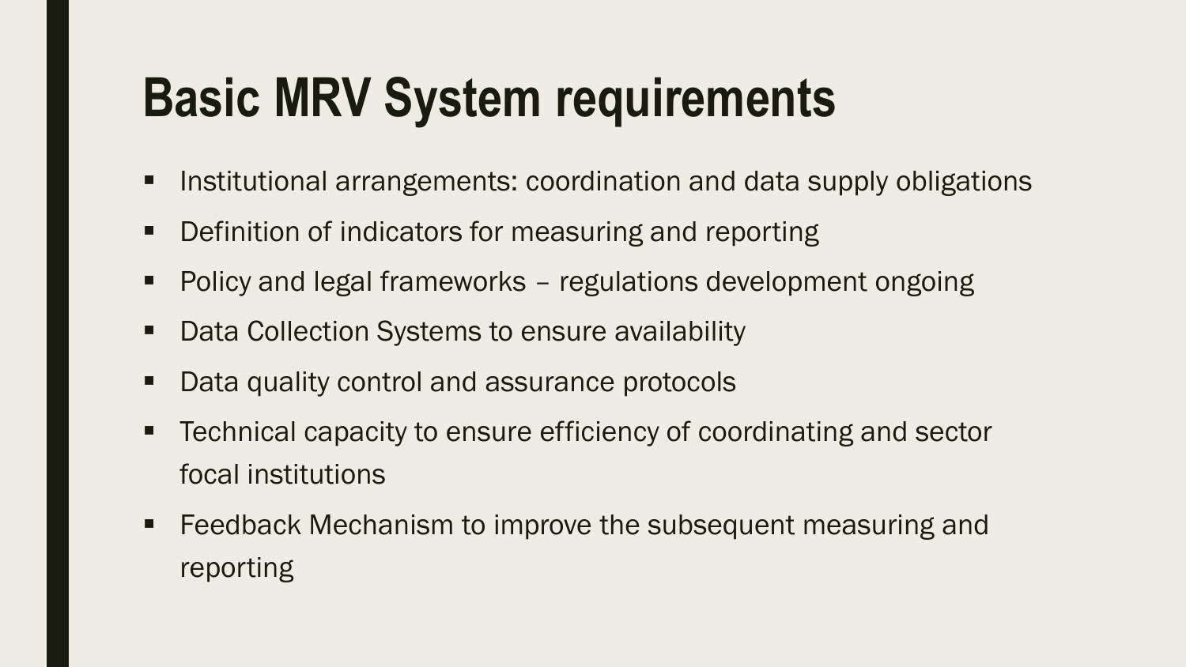# Basic MRV System requirements

- Institutional arrangements: coordination and data supply obligations
- Definition of indicators for measuring and reporting
- Policy and legal frameworks – regulations development ongoing
- Data Collection Systems to ensure availability
- Data quality control and assurance protocols
- Technical capacity to ensure efficiency of coordinating and sector focal institutions
- Feedback Mechanism to improve the subsequent measuring and reporting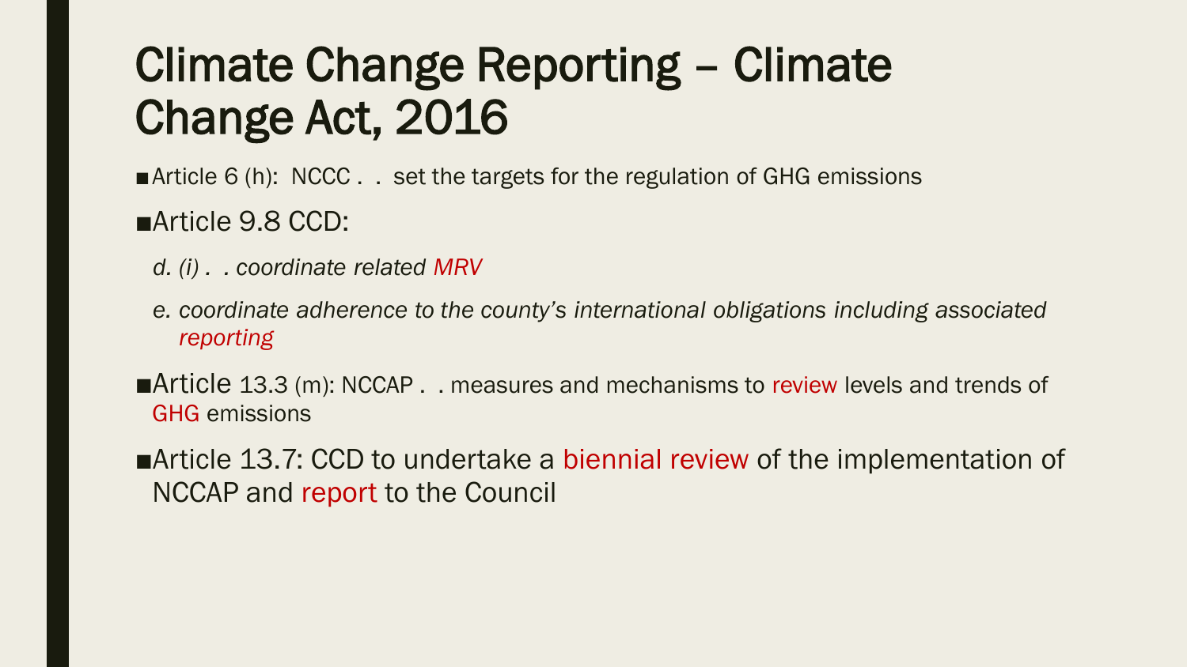# Climate Change Reporting – Climate Change Act, 2016

- Article 6 (h): NCCC . . set the targets for the regulation of GHG emissions
- Article 9.8 CCD:
  - *d. (i) . . coordinate related MRV*
  - *e. coordinate adherence to the county's international obligations including associated reporting*
- Article 13.3 (m): NCCAP . . measures and mechanisms to review levels and trends of GHG emissions
- Article 13.7: CCD to undertake a biennial review of the implementation of NCCAP and report to the Council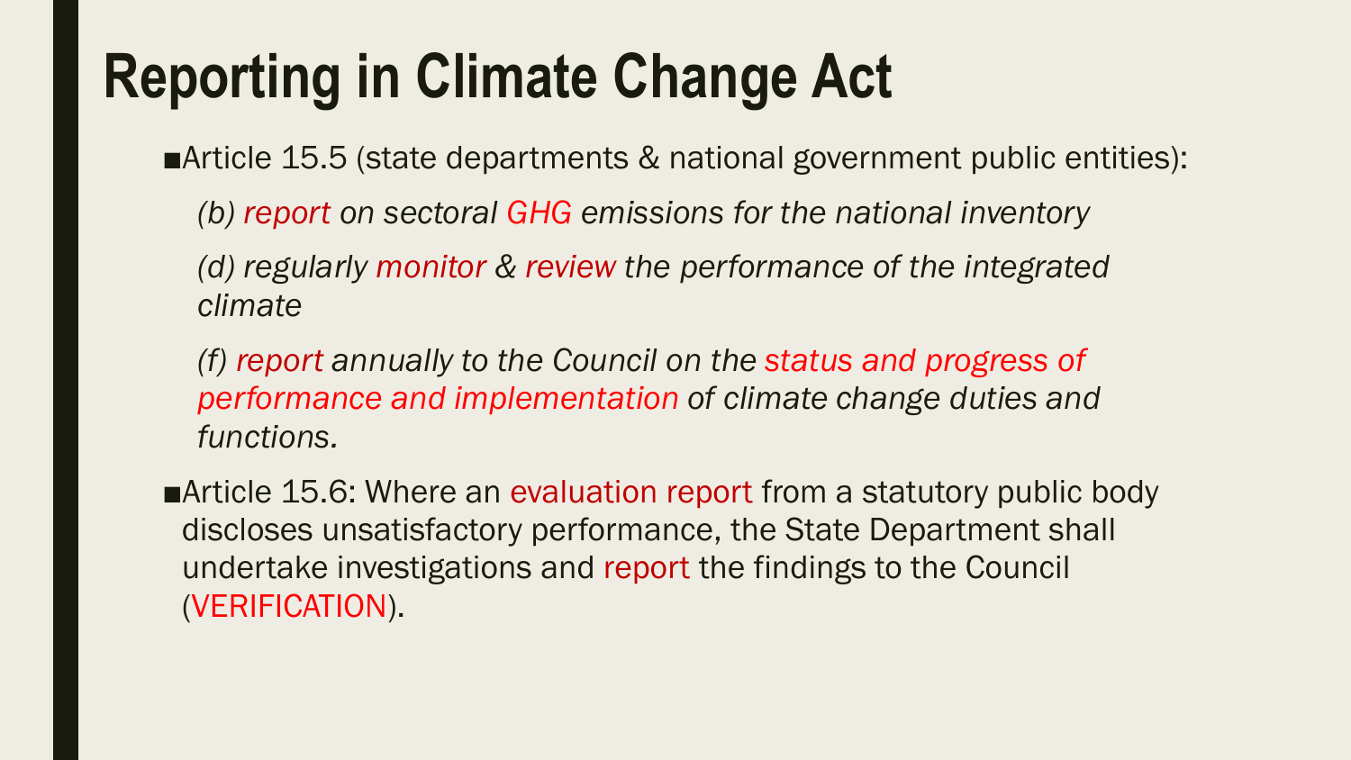# Reporting in Climate Change Act

- Article 15.5 (state departments & national government public entities):

  *(b) report on sectoral GHG emissions for the national inventory*

  *(d) regularly monitor & review the performance of the integrated climate*

  *(f) report annually to the Council on the status and progress of performance and implementation of climate change duties and functions.*

- Article 15.6: Where an evaluation report from a statutory public body discloses unsatisfactory performance, the State Department shall undertake investigations and report the findings to the Council (VERIFICATION).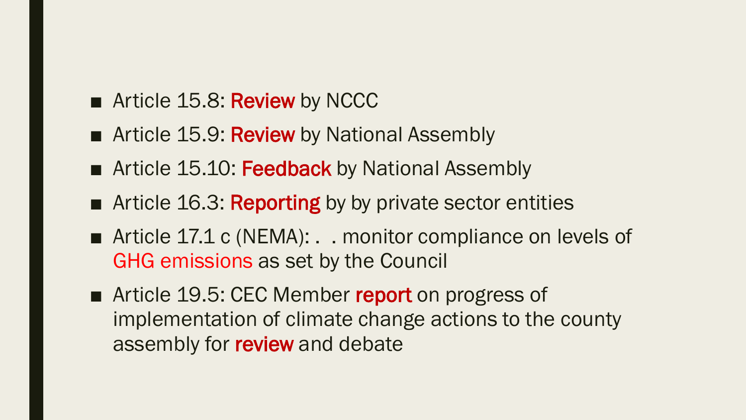- Article 15.8: **Review** by NCCC
- Article 15.9: **Review** by National Assembly
- Article 15.10: **Feedback** by National Assembly
- Article 16.3: **Reporting** by by private sector entities
- Article 17.1 c (NEMA): . . monitor compliance on levels of GHG emissions as set by the Council
- Article 19.5: CEC Member **report** on progress of implementation of climate change actions to the county assembly for **review** and debate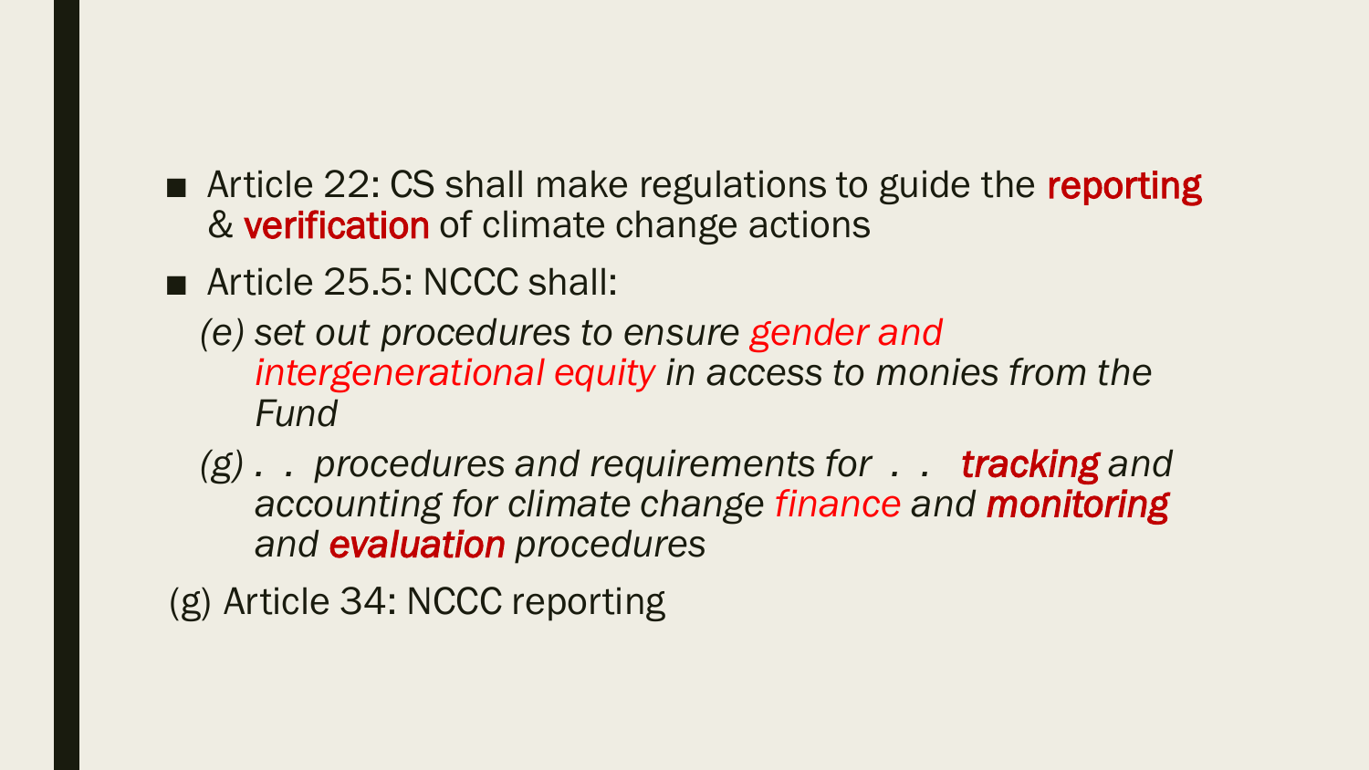- Article 22: CS shall make regulations to guide the **reporting** & **verification** of climate change actions
- Article 25.5: NCCC shall:
  - *(e) set out procedures to ensure gender and intergenerational equity in access to monies from the Fund*
  - *(g) . . procedures and requirements for . . **tracking** and accounting for climate change finance and **monitoring** and **evaluation** procedures*

(g) Article 34: NCCC reporting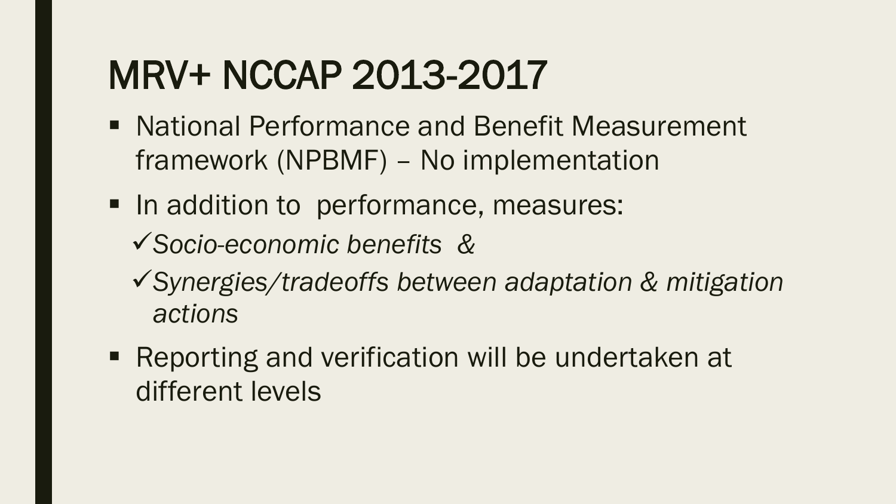# MRV+ NCCAP 2013-2017

- National Performance and Benefit Measurement framework (NPBMF) – No implementation
- In addition to performance, measures:
  - ✓ *Socio-economic benefits &*
  - ✓ *Synergies/tradeoffs between adaptation & mitigation actions*
- Reporting and verification will be undertaken at different levels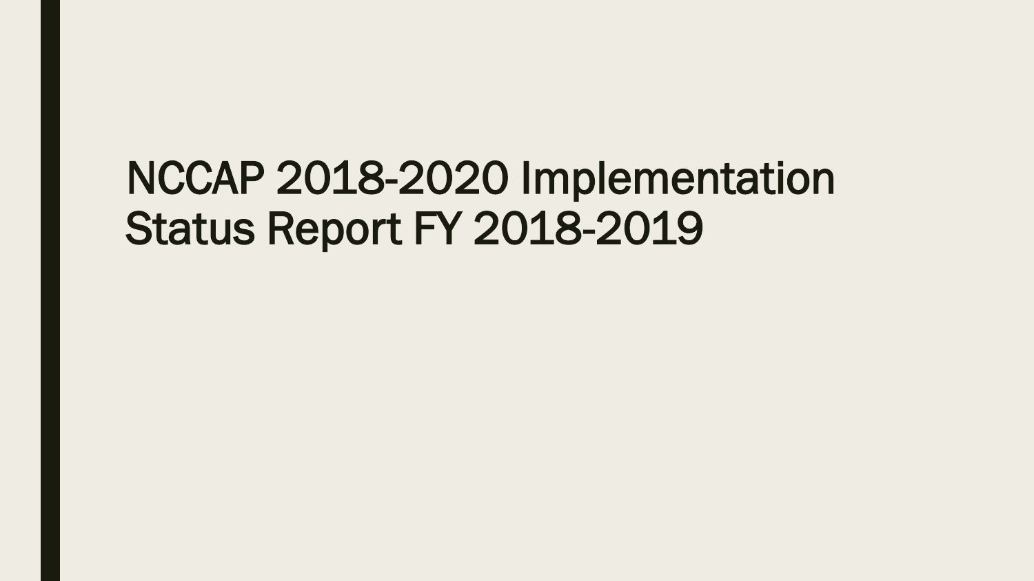# NCCAP 2018-2020 Implementation Status Report FY 2018-2019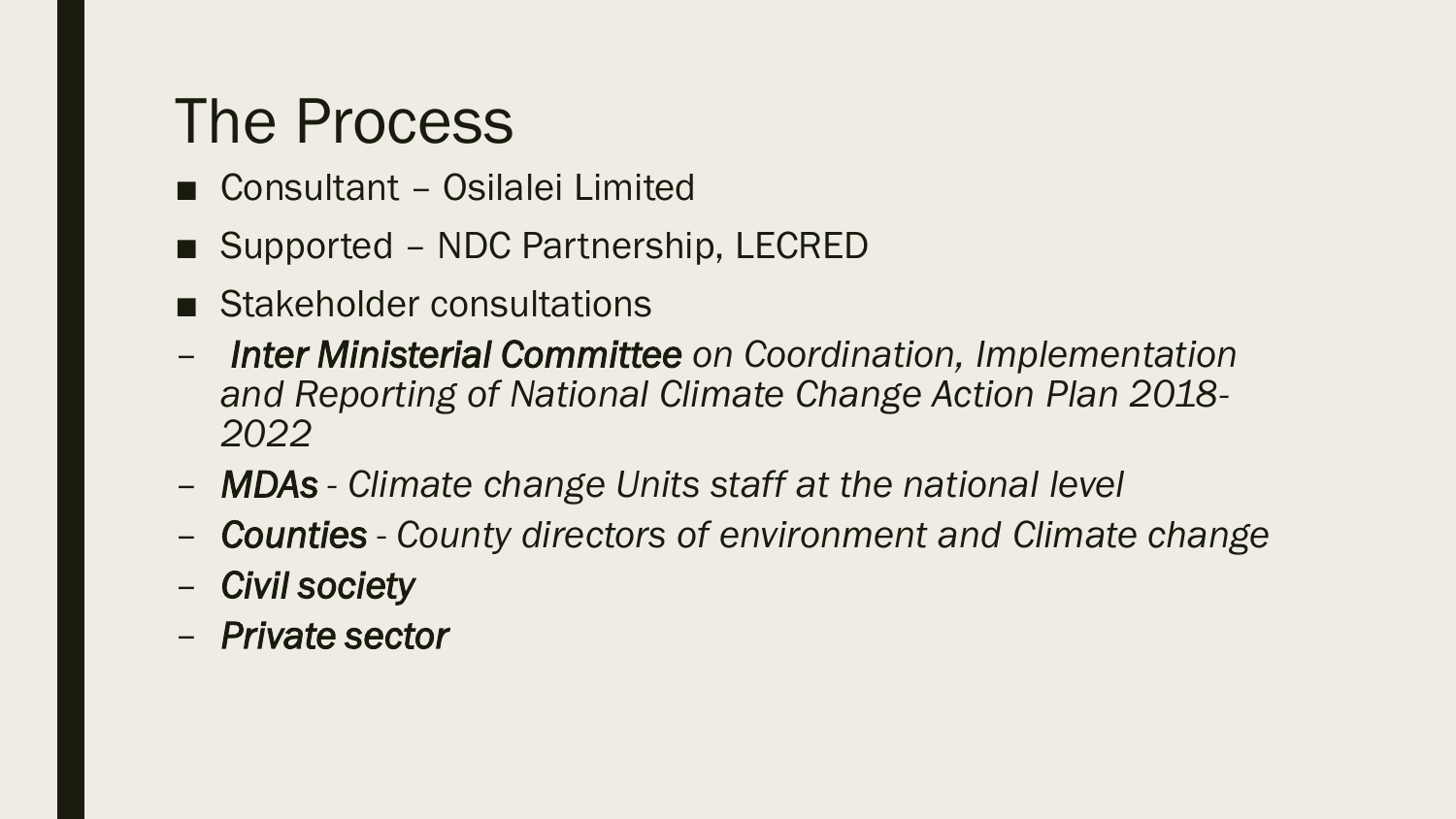# The Process

- Consultant – Osilalei Limited
- Supported – NDC Partnership, LECRED
- Stakeholder consultations
  - ***Inter Ministerial Committee*** *on Coordination, Implementation and Reporting of National Climate Change Action Plan 2018-2022*
  - ***MDAs*** *- Climate change Units staff at the national level*
  - ***Counties*** *- County directors of environment and Climate change*
  - ***Civil society***
  - ***Private sector***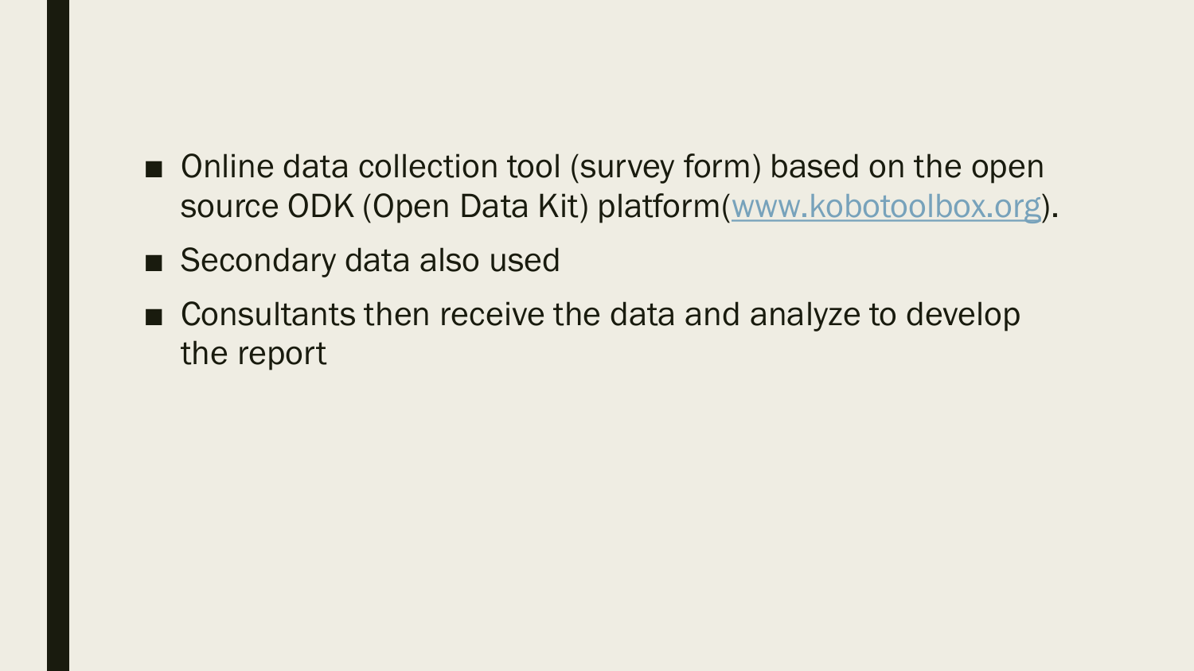- Online data collection tool (survey form) based on the open source ODK (Open Data Kit) platform([www.kobotoolbox.org](http://www.kobotoolbox.org)).
- Secondary data also used
- Consultants then receive the data and analyze to develop the report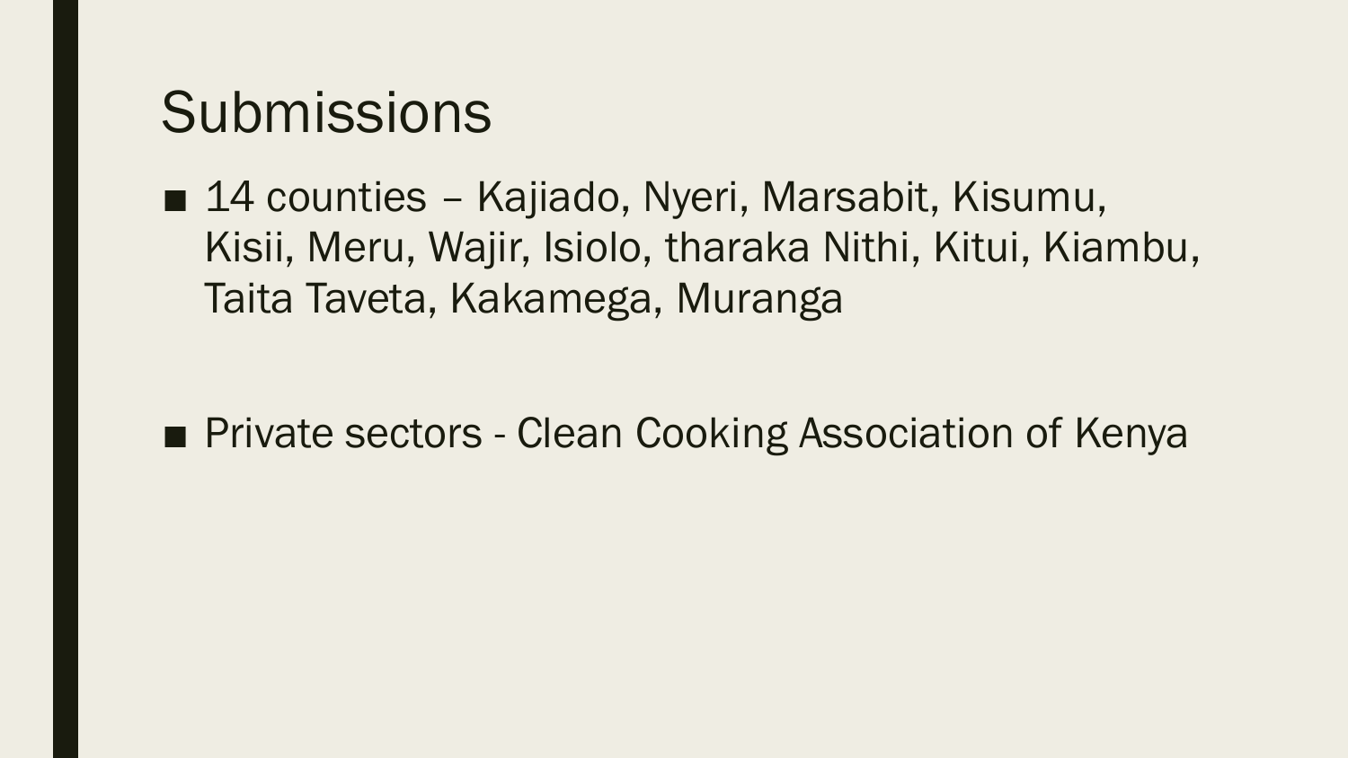# Submissions

- 14 counties – Kajiado, Nyeri, Marsabit, Kisumu, Kisii, Meru, Wajir, Isiolo, tharaka Nithi, Kitui, Kiambu, Taita Taveta, Kakamega, Muranga

- Private sectors - Clean Cooking Association of Kenya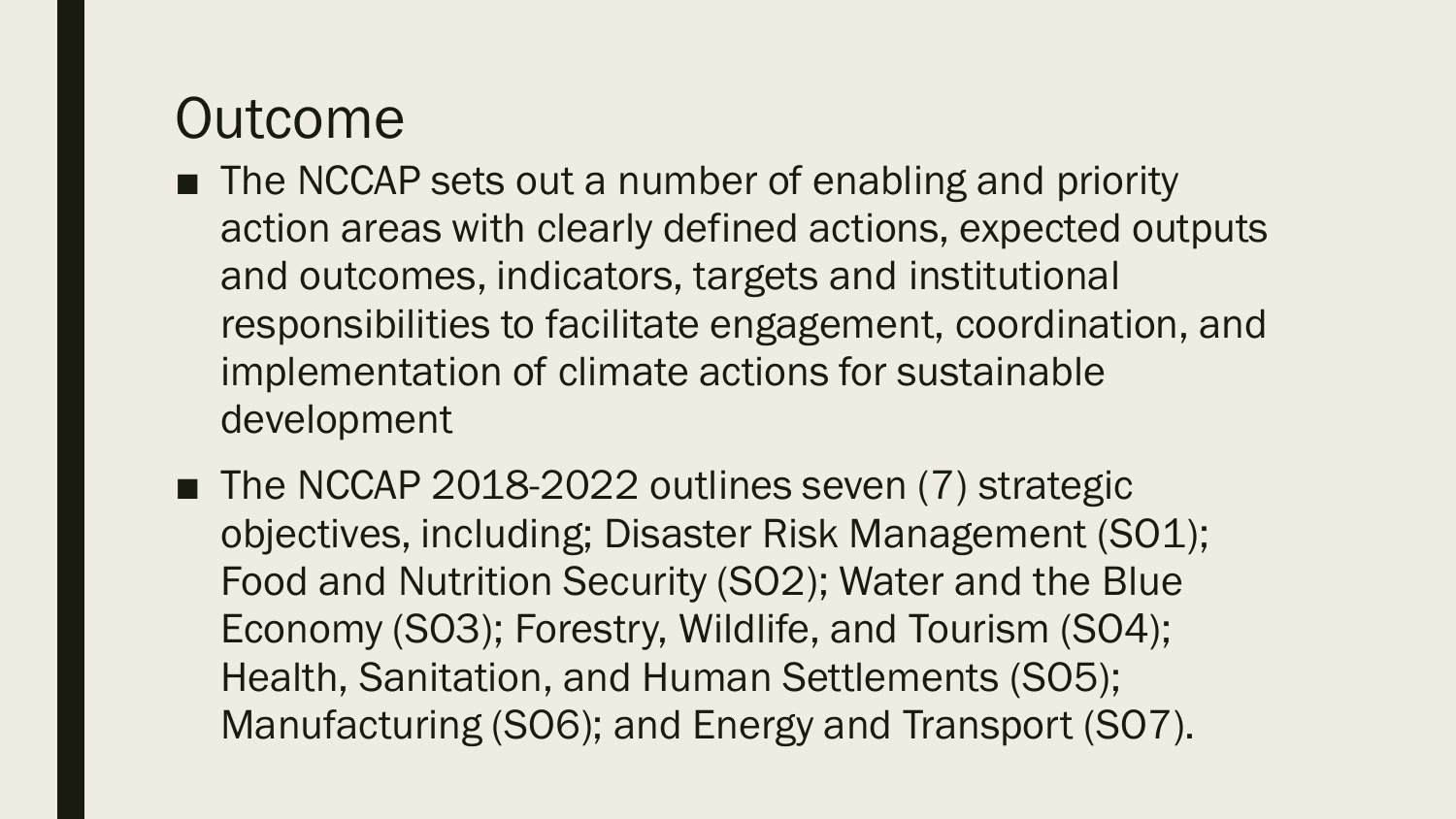# Outcome

- The NCCAP sets out a number of enabling and priority action areas with clearly defined actions, expected outputs and outcomes, indicators, targets and institutional responsibilities to facilitate engagement, coordination, and implementation of climate actions for sustainable development
- The NCCAP 2018-2022 outlines seven (7) strategic objectives, including; Disaster Risk Management (SO1); Food and Nutrition Security (SO2); Water and the Blue Economy (SO3); Forestry, Wildlife, and Tourism (SO4); Health, Sanitation, and Human Settlements (SO5); Manufacturing (SO6); and Energy and Transport (SO7).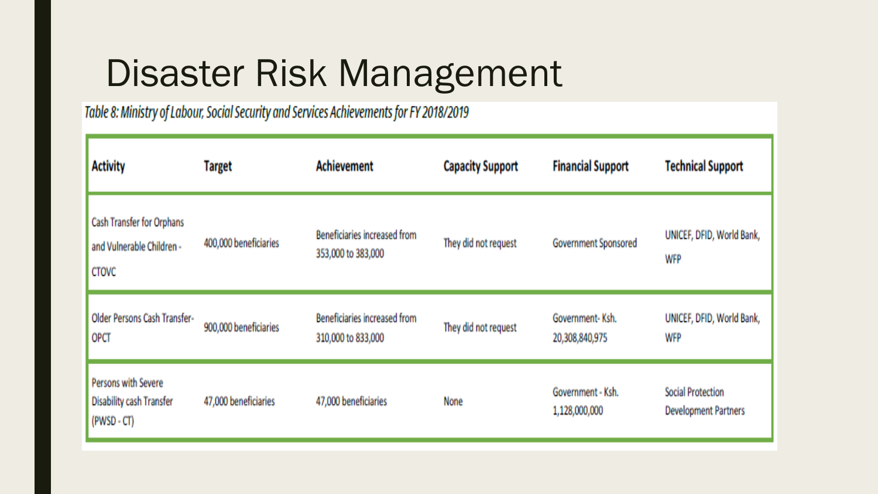# Disaster Risk Management

*Table 8: Ministry of Labour, Social Security and Services Achievements for FY 2018/2019*

| Activity | Target | Achievement | Capacity Support | Financial Support | Technical Support |
|---|---|---|---|---|---|
| Cash Transfer for Orphans and Vulnerable Children - CTOVC | 400,000 beneficiaries | Beneficiaries increased from 353,000 to 383,000 | They did not request | Government Sponsored | UNICEF, DFID, World Bank, WFP |
| Older Persons Cash Transfer-OPCT | 900,000 beneficiaries | Beneficiaries increased from 310,000 to 833,000 | They did not request | Government- Ksh. 20,308,840,975 | UNICEF, DFID, World Bank, WFP |
| Persons with Severe Disability cash Transfer (PWSD - CT) | 47,000 beneficiaries | 47,000 beneficiaries | None | Government - Ksh. 1,128,000,000 | Social Protection Development Partners |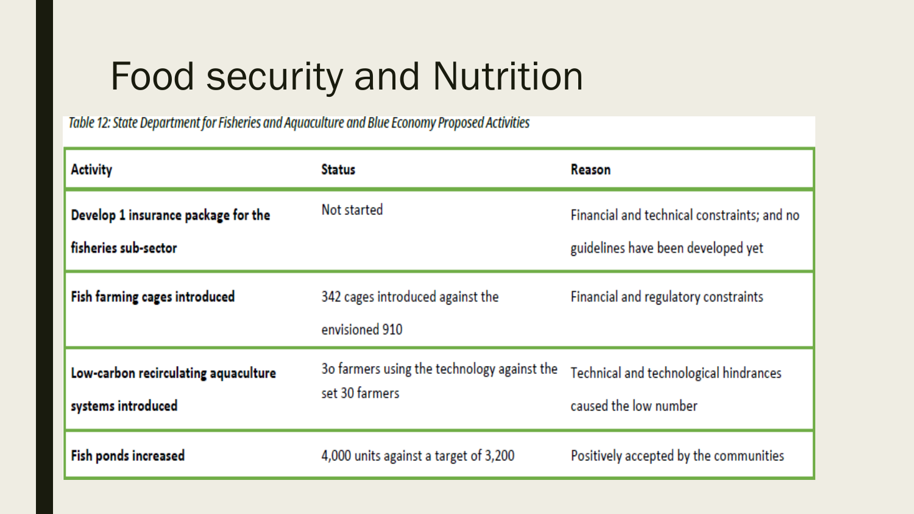# Food security and Nutrition

*Table 12: State Department for Fisheries and Aquaculture and Blue Economy Proposed Activities*

| Activity | Status | Reason |
|---|---|---|
| **Develop 1 insurance package for the fisheries sub-sector** | Not started | Financial and technical constraints; and no guidelines have been developed yet |
| **Fish farming cages introduced** | 342 cages introduced against the envisioned 910 | Financial and regulatory constraints |
| **Low-carbon recirculating aquaculture systems introduced** | 3o farmers using the technology against the set 30 farmers | Technical and technological hindrances caused the low number |
| **Fish ponds increased** | 4,000 units against a target of 3,200 | Positively accepted by the communities |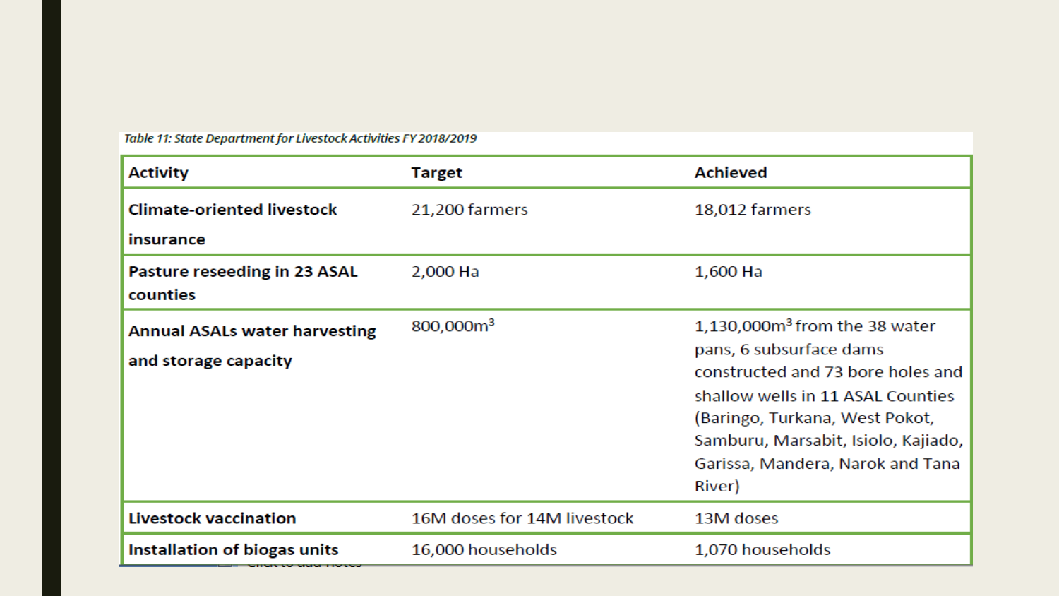*Table 11: State Department for Livestock Activities FY 2018/2019*

| Activity | Target | Achieved |
| --- | --- | --- |
| **Climate-oriented livestock insurance** | 21,200 farmers | 18,012 farmers |
| **Pasture reseeding in 23 ASAL counties** | 2,000 Ha | 1,600 Ha |
| **Annual ASALs water harvesting and storage capacity** | 800,000m$^3$ | 1,130,000m$^3$ from the 38 water pans, 6 subsurface dams constructed and 73 bore holes and shallow wells in 11 ASAL Counties (Baringo, Turkana, West Pokot, Samburu, Marsabit, Isiolo, Kajiado, Garissa, Mandera, Narok and Tana River) |
| **Livestock vaccination** | 16M doses for 14M livestock | 13M doses |
| **Installation of biogas units** | 16,000 households | 1,070 households |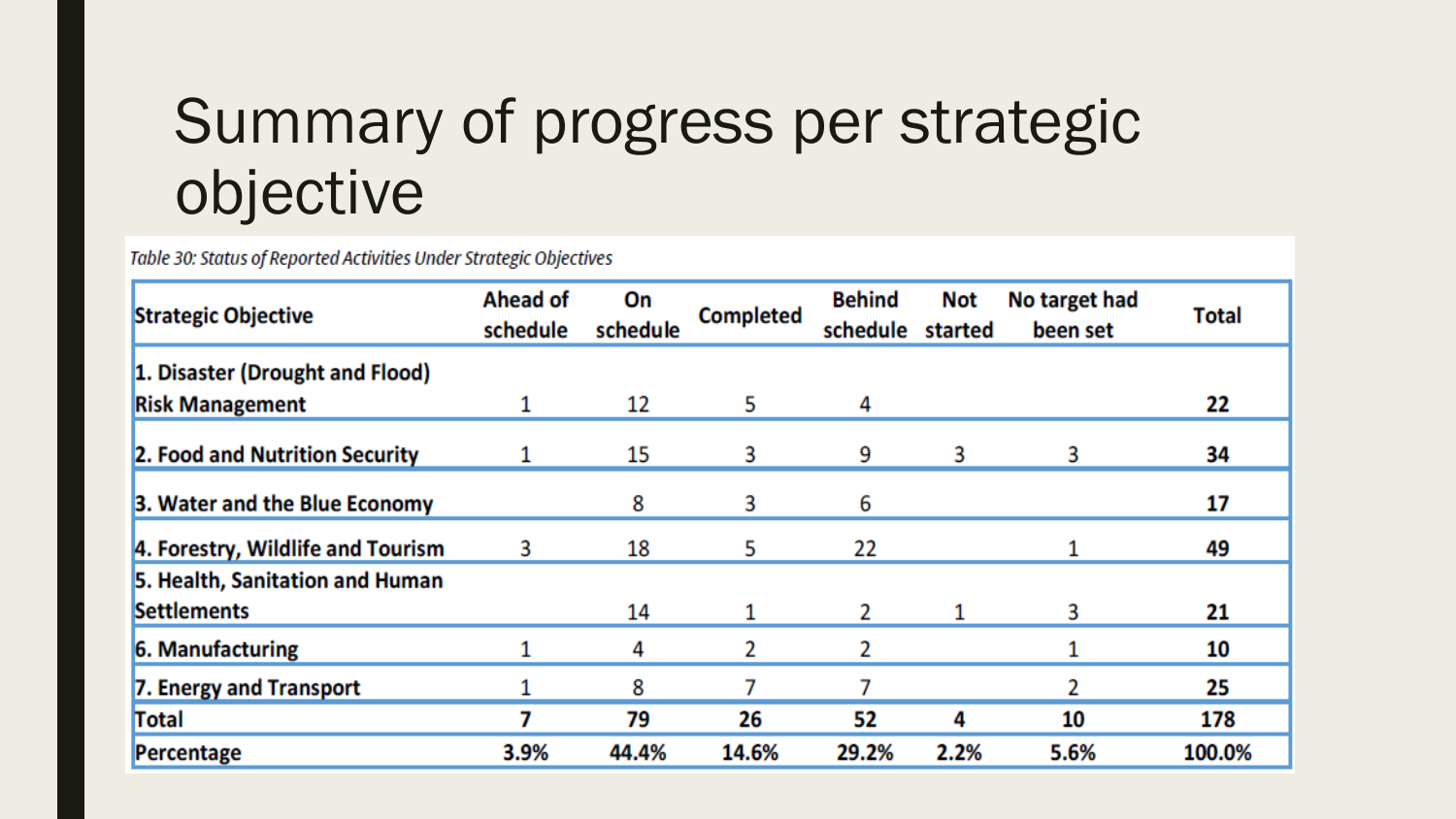# Summary of progress per strategic objective

*Table 30: Status of Reported Activities Under Strategic Objectives*

| Strategic Objective | Ahead of schedule | On schedule | Completed | Behind schedule | Not started | No target had been set | Total |
|---|---|---|---|---|---|---|---|
| 1. Disaster (Drought and Flood) Risk Management | 1 | 12 | 5 | 4 | | | **22** |
| 2. Food and Nutrition Security | 1 | 15 | 3 | 9 | 3 | 3 | **34** |
| 3. Water and the Blue Economy | | 8 | 3 | 6 | | | **17** |
| 4. Forestry, Wildlife and Tourism | 3 | 18 | 5 | 22 | | 1 | **49** |
| 5. Health, Sanitation and Human Settlements | | 14 | 1 | 2 | 1 | 3 | **21** |
| 6. Manufacturing | 1 | 4 | 2 | 2 | | 1 | **10** |
| 7. Energy and Transport | 1 | 8 | 7 | 7 | | 2 | **25** |
| **Total** | **7** | **79** | **26** | **52** | **4** | **10** | **178** |
| **Percentage** | **3.9%** | **44.4%** | **14.6%** | **29.2%** | **2.2%** | **5.6%** | **100.0%** |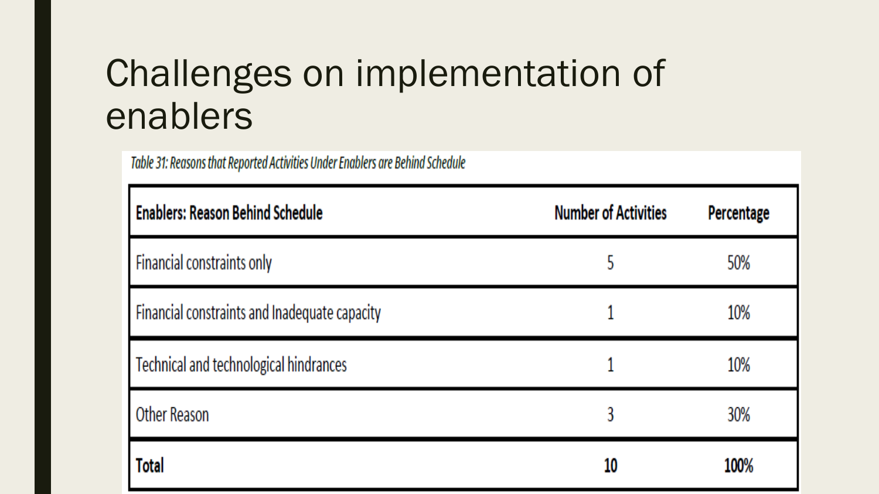# Challenges on implementation of enablers

*Table 31: Reasons that Reported Activities Under Enablers are Behind Schedule*

| Enablers: Reason Behind Schedule | Number of Activities | Percentage |
| --- | --- | --- |
| Financial constraints only | 5 | 50% |
| Financial constraints and Inadequate capacity | 1 | 10% |
| Technical and technological hindrances | 1 | 10% |
| Other Reason | 3 | 30% |
| **Total** | **10** | **100%** |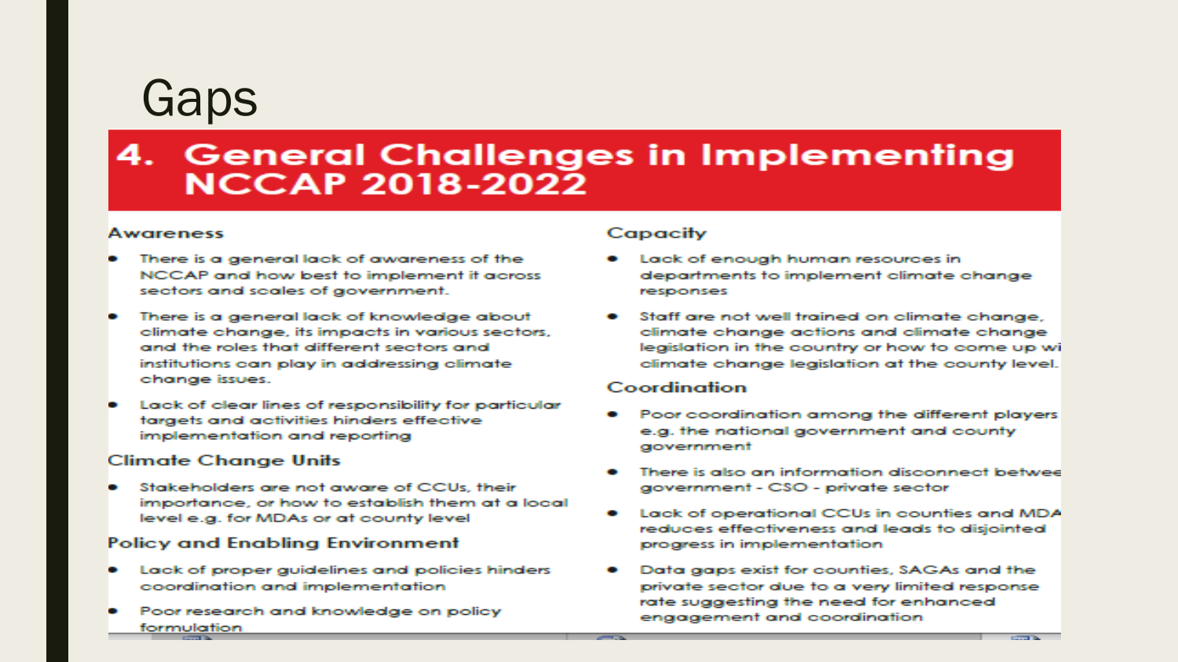# Gaps

## 4. General Challenges in Implementing NCCAP 2018-2022

### Awareness

- There is a general lack of awareness of the NCCAP and how best to implement it across sectors and scales of government.
- There is a general lack of knowledge about climate change, its impacts in various sectors, and the roles that different sectors and institutions can play in addressing climate change issues.
- Lack of clear lines of responsibility for particular targets and activities hinders effective implementation and reporting

### Climate Change Units

- Stakeholders are not aware of CCUs, their importance, or how to establish them at a local level e.g. for MDAs or at county level

### Policy and Enabling Environment

- Lack of proper guidelines and policies hinders coordination and implementation
- Poor research and knowledge on policy formulation

### Capacity

- Lack of enough human resources in departments to implement climate change responses
- Staff are not well trained on climate change, climate change actions and climate change legislation in the country or how to come up wi climate change legislation at the county level.

### Coordination

- Poor coordination among the different players e.g. the national government and county government
- There is also an information disconnect betwee government - CSO - private sector
- Lack of operational CCUs in counties and MDA reduces effectiveness and leads to disjointed progress in implementation
- Data gaps exist for counties, SAGAs and the private sector due to a very limited response rate suggesting the need for enhanced engagement and coordination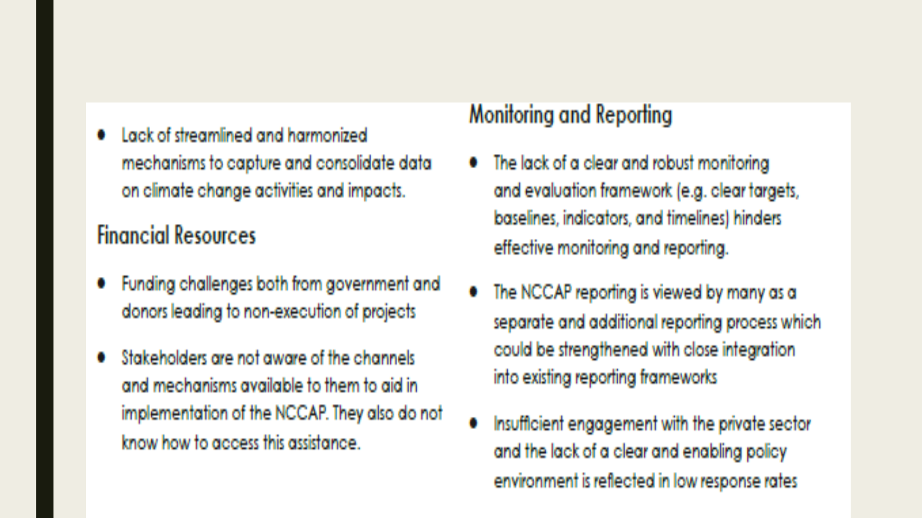- Lack of streamlined and harmonized mechanisms to capture and consolidate data on climate change activities and impacts.

## Financial Resources

- Funding challenges both from government and donors leading to non-execution of projects
- Stakeholders are not aware of the channels and mechanisms available to them to aid in implementation of the NCCAP. They also do not know how to access this assistance.

## Monitoring and Reporting

- The lack of a clear and robust monitoring and evaluation framework (e.g. clear targets, baselines, indicators, and timelines) hinders effective monitoring and reporting.
- The NCCAP reporting is viewed by many as a separate and additional reporting process which could be strengthened with close integration into existing reporting frameworks
- Insufficient engagement with the private sector and the lack of a clear and enabling policy environment is reflected in low response rates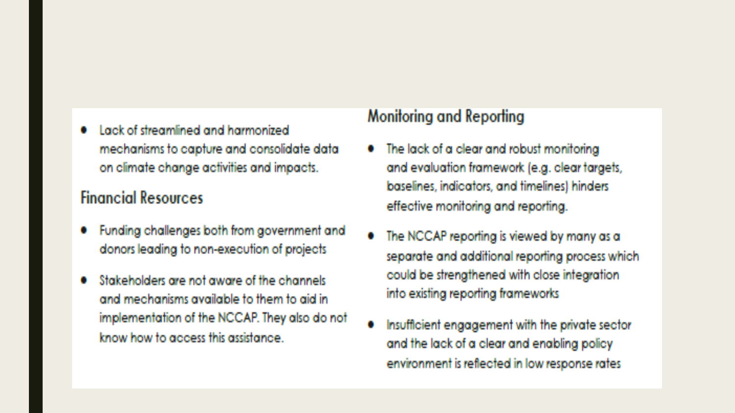- Lack of streamlined and harmonized mechanisms to capture and consolidate data on climate change activities and impacts.

### Financial Resources

- Funding challenges both from government and donors leading to non-execution of projects
- Stakeholders are not aware of the channels and mechanisms available to them to aid in implementation of the NCCAP. They also do not know how to access this assistance.

### Monitoring and Reporting

- The lack of a clear and robust monitoring and evaluation framework (e.g. clear targets, baselines, indicators, and timelines) hinders effective monitoring and reporting.
- The NCCAP reporting is viewed by many as a separate and additional reporting process which could be strengthened with close integration into existing reporting frameworks
- Insufficient engagement with the private sector and the lack of a clear and enabling policy environment is reflected in low response rates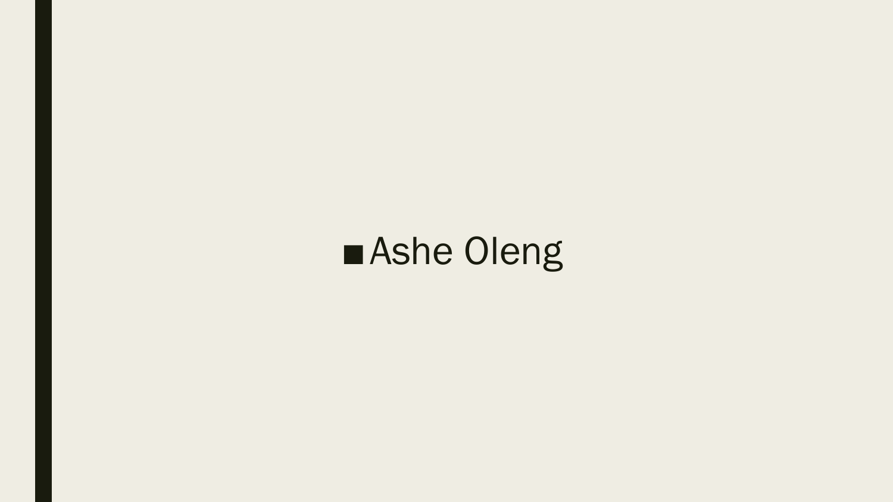- Ashe Oleng